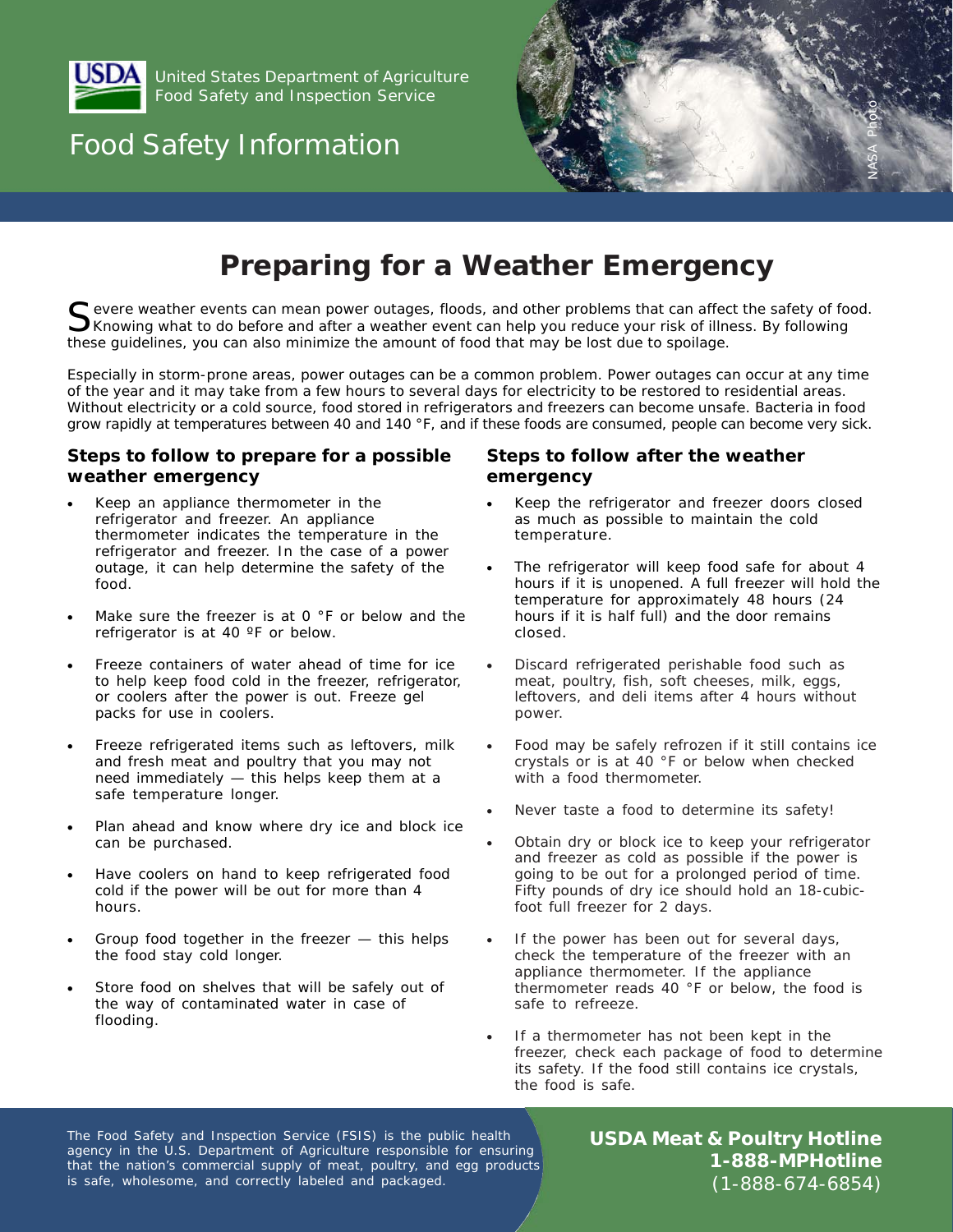United States Department of Agriculture
Food Safety and Inspection Service

# Food Safety Information

NASA Photo

## Preparing for a Weather Emergency

Severe weather events can mean power outages, floods, and other problems that can affect the safety of food. Knowing what to do before and after a weather event can help you reduce your risk of illness. By following these guidelines, you can also minimize the amount of food that may be lost due to spoilage.

Especially in storm-prone areas, power outages can be a common problem. Power outages can occur at any time of the year and it may take from a few hours to several days for electricity to be restored to residential areas. Without electricity or a cold source, food stored in refrigerators and freezers can become unsafe. Bacteria in food grow rapidly at temperatures between 40 and 140 °F, and if these foods are consumed, people can become very sick.

### Steps to follow to prepare for a possible weather emergency

- Keep an appliance thermometer in the refrigerator and freezer. An appliance thermometer indicates the temperature in the refrigerator and freezer. In the case of a power outage, it can help determine the safety of the food.
- Make sure the freezer is at 0 °F or below and the refrigerator is at 40 ºF or below.
- Freeze containers of water ahead of time for ice to help keep food cold in the freezer, refrigerator, or coolers after the power is out. Freeze gel packs for use in coolers.
- Freeze refrigerated items such as leftovers, milk and fresh meat and poultry that you may not need immediately — this helps keep them at a safe temperature longer.
- Plan ahead and know where dry ice and block ice can be purchased.
- Have coolers on hand to keep refrigerated food cold if the power will be out for more than 4 hours.
- Group food together in the freezer — this helps the food stay cold longer.
- Store food on shelves that will be safely out of the way of contaminated water in case of flooding.

### Steps to follow after the weather emergency

- Keep the refrigerator and freezer doors closed as much as possible to maintain the cold temperature.
- The refrigerator will keep food safe for about 4 hours if it is unopened. A full freezer will hold the temperature for approximately 48 hours (24 hours if it is half full) and the door remains closed.
- Discard refrigerated perishable food such as meat, poultry, fish, soft cheeses, milk, eggs, leftovers, and deli items after 4 hours without power.
- Food may be safely refrozen if it still contains ice crystals or is at 40 °F or below when checked with a food thermometer.
- Never taste a food to determine its safety!
- Obtain dry or block ice to keep your refrigerator and freezer as cold as possible if the power is going to be out for a prolonged period of time. Fifty pounds of dry ice should hold an 18-cubic-foot full freezer for 2 days.
- If the power has been out for several days, check the temperature of the freezer with an appliance thermometer. If the appliance thermometer reads 40 °F or below, the food is safe to refreeze.
- If a thermometer has not been kept in the freezer, check each package of food to determine its safety. If the food still contains ice crystals, the food is safe.

The Food Safety and Inspection Service (FSIS) is the public health agency in the U.S. Department of Agriculture responsible for ensuring that the nation's commercial supply of meat, poultry, and egg products is safe, wholesome, and correctly labeled and packaged.

**USDA Meat & Poultry Hotline**
**1-888-MPHotline**
(1-888-674-6854)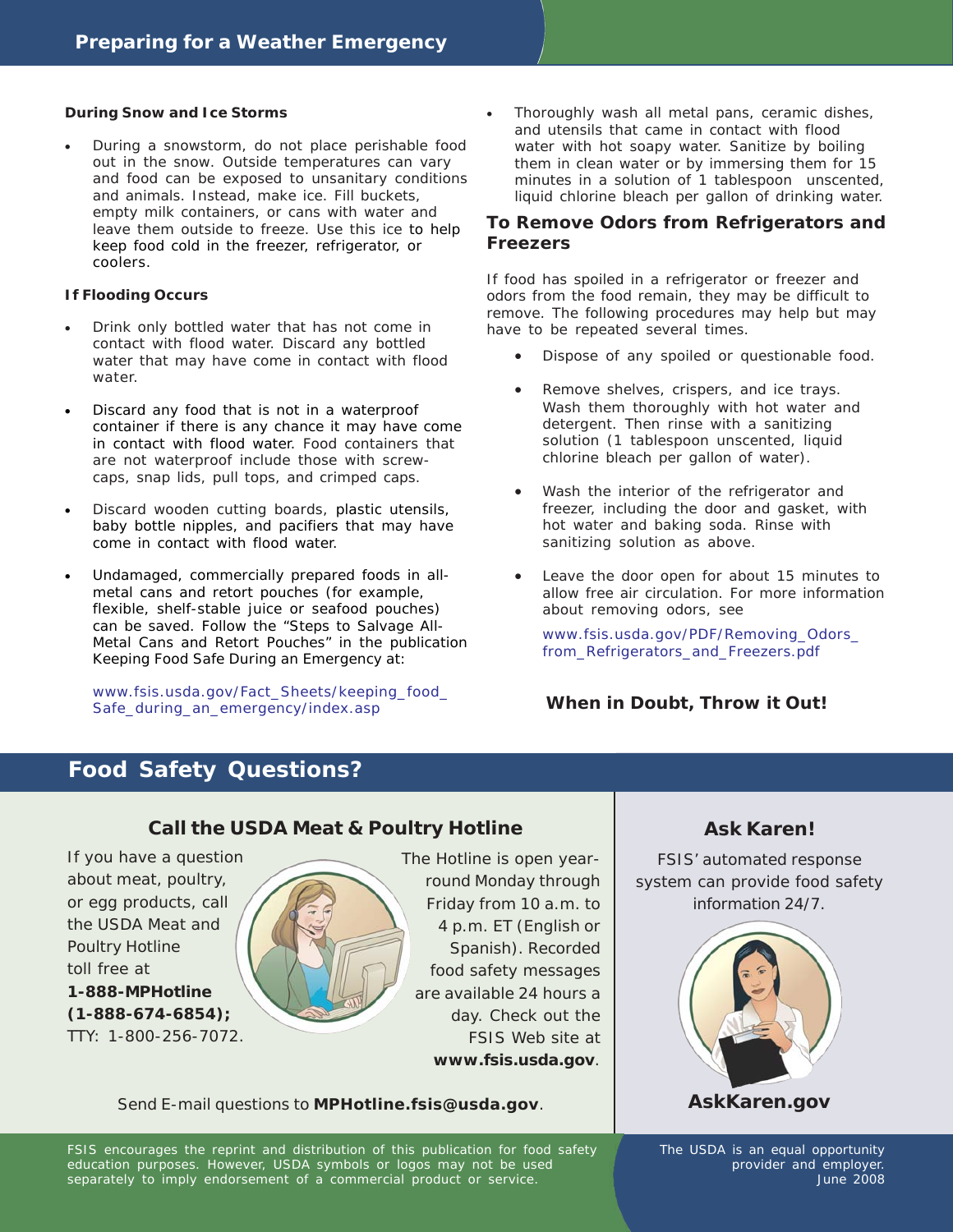## Preparing for a Weather Emergency

### During Snow and Ice Storms

- During a snowstorm, do not place perishable food out in the snow. Outside temperatures can vary and food can be exposed to unsanitary conditions and animals. Instead, make ice. Fill buckets, empty milk containers, or cans with water and leave them outside to freeze. Use this ice to help keep food cold in the freezer, refrigerator, or coolers.

### If Flooding Occurs

- Drink only bottled water that has not come in contact with flood water. Discard any bottled water that may have come in contact with flood water.
- Discard any food that is not in a waterproof container if there is any chance it may have come in contact with flood water. Food containers that are not waterproof include those with screw-caps, snap lids, pull tops, and crimped caps.
- Discard wooden cutting boards, plastic utensils, baby bottle nipples, and pacifiers that may have come in contact with flood water.
- Undamaged, commercially prepared foods in all-metal cans and retort pouches (for example, flexible, shelf-stable juice or seafood pouches) can be saved. Follow the "Steps to Salvage All-Metal Cans and Retort Pouches" in the publication Keeping Food Safe During an Emergency at:

  www.fsis.usda.gov/Fact_Sheets/keeping_food_Safe_during_an_emergency/index.asp

- Thoroughly wash all metal pans, ceramic dishes, and utensils that came in contact with flood water with hot soapy water. Sanitize by boiling them in clean water or by immersing them for 15 minutes in a solution of 1 tablespoon unscented, liquid chlorine bleach per gallon of drinking water.

### To Remove Odors from Refrigerators and Freezers

If food has spoiled in a refrigerator or freezer and odors from the food remain, they may be difficult to remove. The following procedures may help but may have to be repeated several times.

- Dispose of any spoiled or questionable food.
- Remove shelves, crispers, and ice trays. Wash them thoroughly with hot water and detergent. Then rinse with a sanitizing solution (1 tablespoon unscented, liquid chlorine bleach per gallon of water).
- Wash the interior of the refrigerator and freezer, including the door and gasket, with hot water and baking soda. Rinse with sanitizing solution as above.
- Leave the door open for about 15 minutes to allow free air circulation. For more information about removing odors, see

  www.fsis.usda.gov/PDF/Removing_Odors_from_Refrigerators_and_Freezers.pdf

**When in Doubt, Throw it Out!**

## Food Safety Questions?

### Call the USDA Meat & Poultry Hotline

If you have a question about meat, poultry, or egg products, call the USDA Meat and Poultry Hotline toll free at **1-888-MPHotline (1-888-674-6854);** TTY: 1-800-256-7072.

The Hotline is open year-round Monday through Friday from 10 a.m. to 4 p.m. ET (English or Spanish). Recorded food safety messages are available 24 hours a day. Check out the FSIS Web site at **www.fsis.usda.gov**.

Send E-mail questions to **MPHotline.fsis@usda.gov**.

### Ask Karen!

FSIS' automated response system can provide food safety information 24/7.

**AskKaren.gov**

FSIS encourages the reprint and distribution of this publication for food safety education purposes. However, USDA symbols or logos may not be used separately to imply endorsement of a commercial product or service.

The USDA is an equal opportunity provider and employer.
June 2008